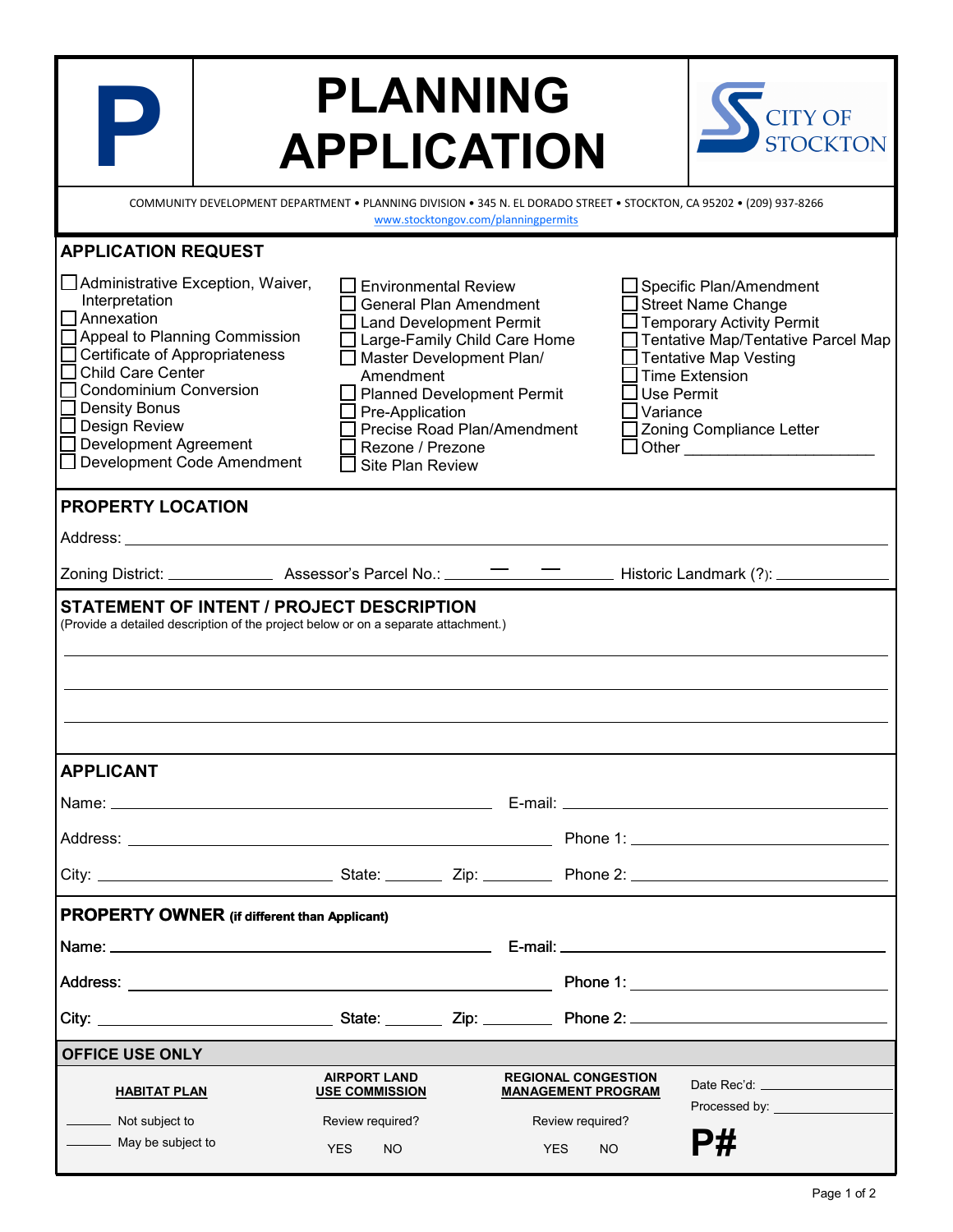# PLANNING APPLICATION

**P**

CITY OF STOCKTON

COMMUNITY DEVELOPMENT DEPARTMENT • PLANNING DIVISION • 345 N. EL DORADO STREET • STOCKTON, CA 95202 • (209) 937-8266
www.stocktongov.com/planningpermits

## APPLICATION REQUEST

- ☐ Administrative Exception, Waiver, Interpretation
- ☐ Annexation
- ☐ Appeal to Planning Commission
- ☐ Certificate of Appropriateness
- ☐ Child Care Center
- ☐ Condominium Conversion
- ☐ Density Bonus
- ☐ Design Review
- ☐ Development Agreement
- ☐ Development Code Amendment
- ☐ Environmental Review
- ☐ General Plan Amendment
- ☐ Land Development Permit
- ☐ Large-Family Child Care Home
- ☐ Master Development Plan/ Amendment
- ☐ Planned Development Permit
- ☐ Pre-Application
- ☐ Precise Road Plan/Amendment
- ☐ Rezone / Prezone
- ☐ Site Plan Review
- ☐ Specific Plan/Amendment
- ☐ Street Name Change
- ☐ Temporary Activity Permit
- ☐ Tentative Map/Tentative Parcel Map
- ☐ Tentative Map Vesting
- ☐ Time Extension
- ☐ Use Permit
- ☐ Variance
- ☐ Zoning Compliance Letter
- ☐ Other ______________________

## PROPERTY LOCATION

Address: ______________________________________________

Zoning District: ____________ Assessor's Parcel No.: ____ – ____ – ____ Historic Landmark (?): ____________

## STATEMENT OF INTENT / PROJECT DESCRIPTION

(Provide a detailed description of the project below or on a separate attachment.)

______________________________________________

______________________________________________

______________________________________________

## APPLICANT

Name: ______________________ E-mail: ______________________

Address: ______________________ Phone 1: ______________________

City: ______________ State: ______ Zip: ______ Phone 2: ______________________

## PROPERTY OWNER (if different than Applicant)

Name: ______________________ E-mail: ______________________

Address: ______________________ Phone 1: ______________________

City: ______________ State: ______ Zip: ______ Phone 2: ______________________

## OFFICE USE ONLY

| HABITAT PLAN | AIRPORT LAND USE COMMISSION | REGIONAL CONGESTION MANAGEMENT PROGRAM | |
|---|---|---|---|
| ______ Not subject to | Review required? | Review required? | Date Rec'd: ____________ |
| ______ May be subject to | YES NO | YES NO | Processed by: ____________ |
| | | | **P#** |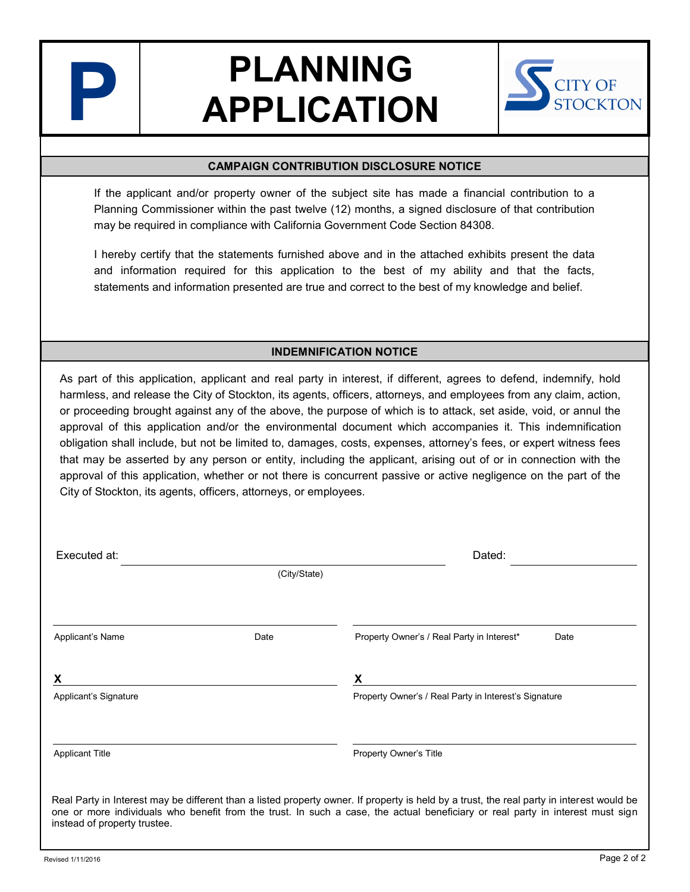# P PLANNING APPLICATION

CITY OF STOCKTON

## CAMPAIGN CONTRIBUTION DISCLOSURE NOTICE

If the applicant and/or property owner of the subject site has made a financial contribution to a Planning Commissioner within the past twelve (12) months, a signed disclosure of that contribution may be required in compliance with California Government Code Section 84308.

I hereby certify that the statements furnished above and in the attached exhibits present the data and information required for this application to the best of my ability and that the facts, statements and information presented are true and correct to the best of my knowledge and belief.

## INDEMNIFICATION NOTICE

As part of this application, applicant and real party in interest, if different, agrees to defend, indemnify, hold harmless, and release the City of Stockton, its agents, officers, attorneys, and employees from any claim, action, or proceeding brought against any of the above, the purpose of which is to attack, set aside, void, or annul the approval of this application and/or the environmental document which accompanies it. This indemnification obligation shall include, but not be limited to, damages, costs, expenses, attorney's fees, or expert witness fees that may be asserted by any person or entity, including the applicant, arising out of or in connection with the approval of this application, whether or not there is concurrent passive or active negligence on the part of the City of Stockton, its agents, officers, attorneys, or employees.

Executed at: ______________________________ Dated: ______________
(City/State)

______________________________ ______________________________
Applicant's Name Date | Property Owner's / Real Party in Interest* Date

X ______________________________ X ______________________________
Applicant's Signature | Property Owner's / Real Party in Interest's Signature

______________________________ ______________________________
Applicant Title | Property Owner's Title

Real Party in Interest may be different than a listed property owner. If property is held by a trust, the real party in interest would be one or more individuals who benefit from the trust. In such a case, the actual beneficiary or real party in interest must sign instead of property trustee.

Revised 1/11/2016